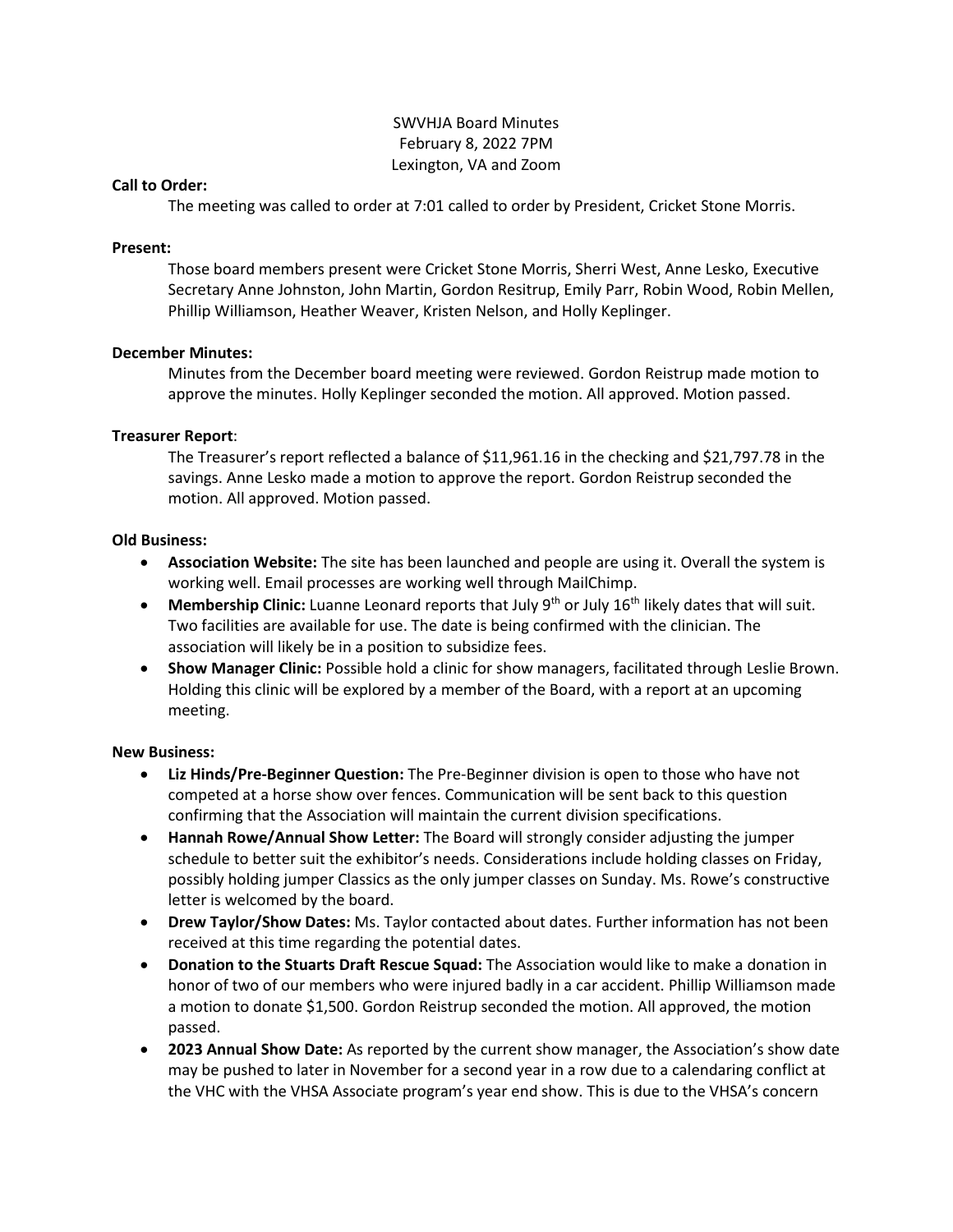SWVHJA Board Minutes
February 8, 2022 7PM
Lexington, VA and Zoom

**Call to Order:**

The meeting was called to order at 7:01 called to order by President, Cricket Stone Morris.

**Present:**

Those board members present were Cricket Stone Morris, Sherri West, Anne Lesko, Executive Secretary Anne Johnston, John Martin, Gordon Resitrup, Emily Parr, Robin Wood, Robin Mellen, Phillip Williamson, Heather Weaver, Kristen Nelson, and Holly Keplinger.

**December Minutes:**

Minutes from the December board meeting were reviewed. Gordon Reistrup made motion to approve the minutes. Holly Keplinger seconded the motion. All approved. Motion passed.

**Treasurer Report**:

The Treasurer's report reflected a balance of $11,961.16 in the checking and $21,797.78 in the savings. Anne Lesko made a motion to approve the report. Gordon Reistrup seconded the motion. All approved. Motion passed.

**Old Business:**

- **Association Website:** The site has been launched and people are using it. Overall the system is working well. Email processes are working well through MailChimp.
- **Membership Clinic:** Luanne Leonard reports that July 9th or July 16th likely dates that will suit. Two facilities are available for use. The date is being confirmed with the clinician. The association will likely be in a position to subsidize fees.
- **Show Manager Clinic:** Possible hold a clinic for show managers, facilitated through Leslie Brown. Holding this clinic will be explored by a member of the Board, with a report at an upcoming meeting.

**New Business:**

- **Liz Hinds/Pre-Beginner Question:** The Pre-Beginner division is open to those who have not competed at a horse show over fences. Communication will be sent back to this question confirming that the Association will maintain the current division specifications.
- **Hannah Rowe/Annual Show Letter:** The Board will strongly consider adjusting the jumper schedule to better suit the exhibitor's needs. Considerations include holding classes on Friday, possibly holding jumper Classics as the only jumper classes on Sunday. Ms. Rowe's constructive letter is welcomed by the board.
- **Drew Taylor/Show Dates:** Ms. Taylor contacted about dates. Further information has not been received at this time regarding the potential dates.
- **Donation to the Stuarts Draft Rescue Squad:** The Association would like to make a donation in honor of two of our members who were injured badly in a car accident. Phillip Williamson made a motion to donate $1,500. Gordon Reistrup seconded the motion. All approved, the motion passed.
- **2023 Annual Show Date:** As reported by the current show manager, the Association's show date may be pushed to later in November for a second year in a row due to a calendaring conflict at the VHC with the VHSA Associate program's year end show. This is due to the VHSA's concern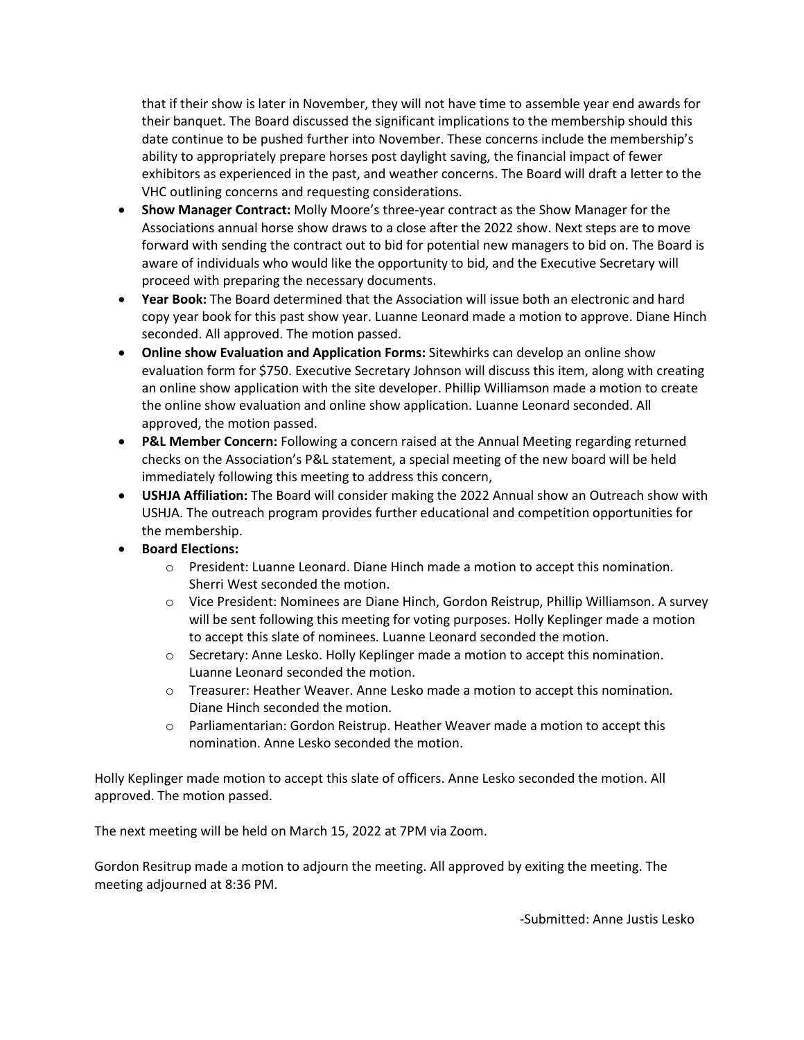that if their show is later in November, they will not have time to assemble year end awards for their banquet. The Board discussed the significant implications to the membership should this date continue to be pushed further into November. These concerns include the membership's ability to appropriately prepare horses post daylight saving, the financial impact of fewer exhibitors as experienced in the past, and weather concerns. The Board will draft a letter to the VHC outlining concerns and requesting considerations.

- **Show Manager Contract:** Molly Moore's three-year contract as the Show Manager for the Associations annual horse show draws to a close after the 2022 show. Next steps are to move forward with sending the contract out to bid for potential new managers to bid on. The Board is aware of individuals who would like the opportunity to bid, and the Executive Secretary will proceed with preparing the necessary documents.
- **Year Book:** The Board determined that the Association will issue both an electronic and hard copy year book for this past show year. Luanne Leonard made a motion to approve. Diane Hinch seconded. All approved. The motion passed.
- **Online show Evaluation and Application Forms:** Sitewhirks can develop an online show evaluation form for $750. Executive Secretary Johnson will discuss this item, along with creating an online show application with the site developer. Phillip Williamson made a motion to create the online show evaluation and online show application. Luanne Leonard seconded. All approved, the motion passed.
- **P&L Member Concern:** Following a concern raised at the Annual Meeting regarding returned checks on the Association's P&L statement, a special meeting of the new board will be held immediately following this meeting to address this concern,
- **USHJA Affiliation:** The Board will consider making the 2022 Annual show an Outreach show with USHJA. The outreach program provides further educational and competition opportunities for the membership.
- **Board Elections:**
  - President: Luanne Leonard. Diane Hinch made a motion to accept this nomination. Sherri West seconded the motion.
  - Vice President: Nominees are Diane Hinch, Gordon Reistrup, Phillip Williamson. A survey will be sent following this meeting for voting purposes. Holly Keplinger made a motion to accept this slate of nominees. Luanne Leonard seconded the motion.
  - Secretary: Anne Lesko. Holly Keplinger made a motion to accept this nomination. Luanne Leonard seconded the motion.
  - Treasurer: Heather Weaver. Anne Lesko made a motion to accept this nomination. Diane Hinch seconded the motion.
  - Parliamentarian: Gordon Reistrup. Heather Weaver made a motion to accept this nomination. Anne Lesko seconded the motion.

Holly Keplinger made motion to accept this slate of officers. Anne Lesko seconded the motion. All approved. The motion passed.

The next meeting will be held on March 15, 2022 at 7PM via Zoom.

Gordon Resitrup made a motion to adjourn the meeting. All approved by exiting the meeting. The meeting adjourned at 8:36 PM.

-Submitted: Anne Justis Lesko